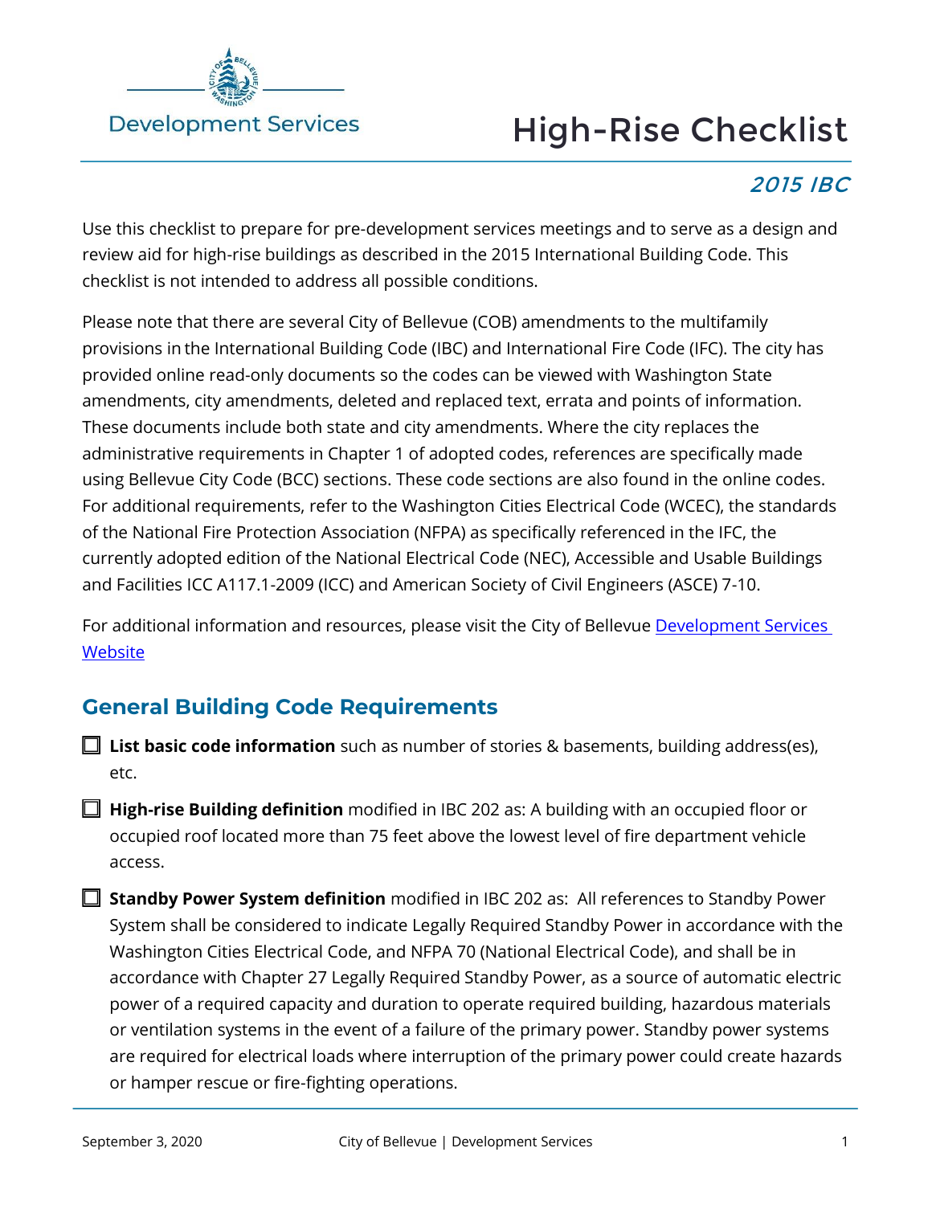Development Services

# High-Rise Checklist

*2015 IBC*

Use this checklist to prepare for pre-development services meetings and to serve as a design and review aid for high-rise buildings as described in the 2015 International Building Code. This checklist is not intended to address all possible conditions.

Please note that there are several City of Bellevue (COB) amendments to the multifamily provisions in the International Building Code (IBC) and International Fire Code (IFC). The city has provided online read-only documents so the codes can be viewed with Washington State amendments, city amendments, deleted and replaced text, errata and points of information. These documents include both state and city amendments. Where the city replaces the administrative requirements in Chapter 1 of adopted codes, references are specifically made using Bellevue City Code (BCC) sections. These code sections are also found in the online codes. For additional requirements, refer to the Washington Cities Electrical Code (WCEC), the standards of the National Fire Protection Association (NFPA) as specifically referenced in the IFC, the currently adopted edition of the National Electrical Code (NEC), Accessible and Usable Buildings and Facilities ICC A117.1-2009 (ICC) and American Society of Civil Engineers (ASCE) 7-10.

For additional information and resources, please visit the City of Bellevue [Development Services Website]

## General Building Code Requirements

- ☐ **List basic code information** such as number of stories & basements, building address(es), etc.
- ☐ **High-rise Building definition** modified in IBC 202 as: A building with an occupied floor or occupied roof located more than 75 feet above the lowest level of fire department vehicle access.
- ☐ **Standby Power System definition** modified in IBC 202 as: All references to Standby Power System shall be considered to indicate Legally Required Standby Power in accordance with the Washington Cities Electrical Code, and NFPA 70 (National Electrical Code), and shall be in accordance with Chapter 27 Legally Required Standby Power, as a source of automatic electric power of a required capacity and duration to operate required building, hazardous materials or ventilation systems in the event of a failure of the primary power. Standby power systems are required for electrical loads where interruption of the primary power could create hazards or hamper rescue or fire-fighting operations.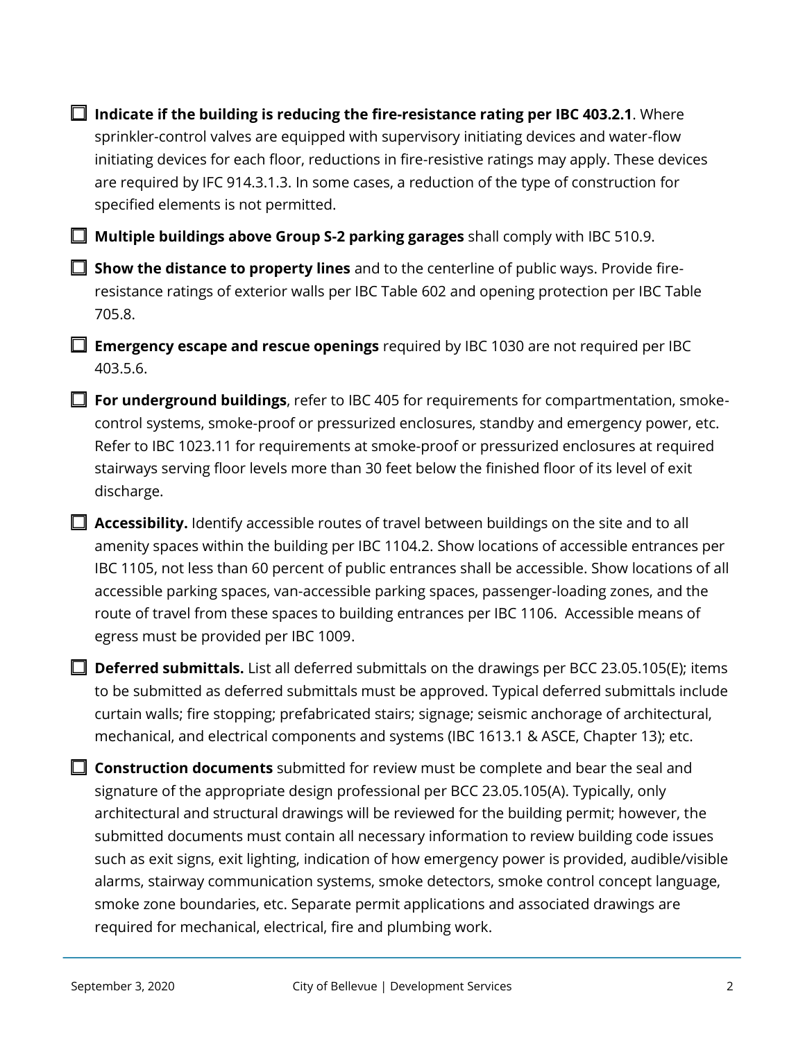- [ ] **Indicate if the building is reducing the fire-resistance rating per IBC 403.2.1**. Where sprinkler-control valves are equipped with supervisory initiating devices and water-flow initiating devices for each floor, reductions in fire-resistive ratings may apply. These devices are required by IFC 914.3.1.3. In some cases, a reduction of the type of construction for specified elements is not permitted.
- [ ] **Multiple buildings above Group S-2 parking garages** shall comply with IBC 510.9.
- [ ] **Show the distance to property lines** and to the centerline of public ways. Provide fire-resistance ratings of exterior walls per IBC Table 602 and opening protection per IBC Table 705.8.
- [ ] **Emergency escape and rescue openings** required by IBC 1030 are not required per IBC 403.5.6.
- [ ] **For underground buildings**, refer to IBC 405 for requirements for compartmentation, smoke-control systems, smoke-proof or pressurized enclosures, standby and emergency power, etc. Refer to IBC 1023.11 for requirements at smoke-proof or pressurized enclosures at required stairways serving floor levels more than 30 feet below the finished floor of its level of exit discharge.
- [ ] **Accessibility.** Identify accessible routes of travel between buildings on the site and to all amenity spaces within the building per IBC 1104.2. Show locations of accessible entrances per IBC 1105, not less than 60 percent of public entrances shall be accessible. Show locations of all accessible parking spaces, van-accessible parking spaces, passenger-loading zones, and the route of travel from these spaces to building entrances per IBC 1106. Accessible means of egress must be provided per IBC 1009.
- [ ] **Deferred submittals.** List all deferred submittals on the drawings per BCC 23.05.105(E); items to be submitted as deferred submittals must be approved. Typical deferred submittals include curtain walls; fire stopping; prefabricated stairs; signage; seismic anchorage of architectural, mechanical, and electrical components and systems (IBC 1613.1 & ASCE, Chapter 13); etc.
- [ ] **Construction documents** submitted for review must be complete and bear the seal and signature of the appropriate design professional per BCC 23.05.105(A). Typically, only architectural and structural drawings will be reviewed for the building permit; however, the submitted documents must contain all necessary information to review building code issues such as exit signs, exit lighting, indication of how emergency power is provided, audible/visible alarms, stairway communication systems, smoke detectors, smoke control concept language, smoke zone boundaries, etc. Separate permit applications and associated drawings are required for mechanical, electrical, fire and plumbing work.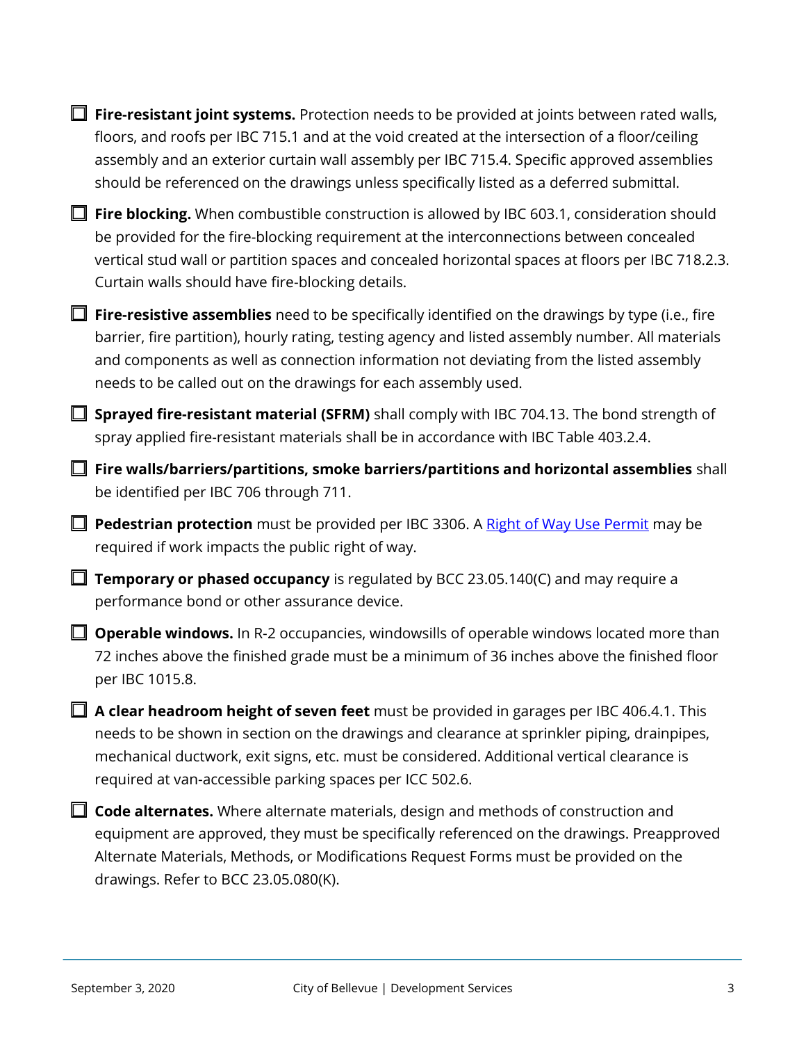- [ ] **Fire-resistant joint systems.** Protection needs to be provided at joints between rated walls, floors, and roofs per IBC 715.1 and at the void created at the intersection of a floor/ceiling assembly and an exterior curtain wall assembly per IBC 715.4. Specific approved assemblies should be referenced on the drawings unless specifically listed as a deferred submittal.
- [ ] **Fire blocking.** When combustible construction is allowed by IBC 603.1, consideration should be provided for the fire-blocking requirement at the interconnections between concealed vertical stud wall or partition spaces and concealed horizontal spaces at floors per IBC 718.2.3. Curtain walls should have fire-blocking details.
- [ ] **Fire-resistive assemblies** need to be specifically identified on the drawings by type (i.e., fire barrier, fire partition), hourly rating, testing agency and listed assembly number. All materials and components as well as connection information not deviating from the listed assembly needs to be called out on the drawings for each assembly used.
- [ ] **Sprayed fire-resistant material (SFRM)** shall comply with IBC 704.13. The bond strength of spray applied fire-resistant materials shall be in accordance with IBC Table 403.2.4.
- [ ] **Fire walls/barriers/partitions, smoke barriers/partitions and horizontal assemblies** shall be identified per IBC 706 through 711.
- [ ] **Pedestrian protection** must be provided per IBC 3306. A [Right of Way Use Permit]() may be required if work impacts the public right of way.
- [ ] **Temporary or phased occupancy** is regulated by BCC 23.05.140(C) and may require a performance bond or other assurance device.
- [ ] **Operable windows.** In R-2 occupancies, windowsills of operable windows located more than 72 inches above the finished grade must be a minimum of 36 inches above the finished floor per IBC 1015.8.
- [ ] **A clear headroom height of seven feet** must be provided in garages per IBC 406.4.1. This needs to be shown in section on the drawings and clearance at sprinkler piping, drainpipes, mechanical ductwork, exit signs, etc. must be considered. Additional vertical clearance is required at van-accessible parking spaces per ICC 502.6.
- [ ] **Code alternates.** Where alternate materials, design and methods of construction and equipment are approved, they must be specifically referenced on the drawings. Preapproved Alternate Materials, Methods, or Modifications Request Forms must be provided on the drawings. Refer to BCC 23.05.080(K).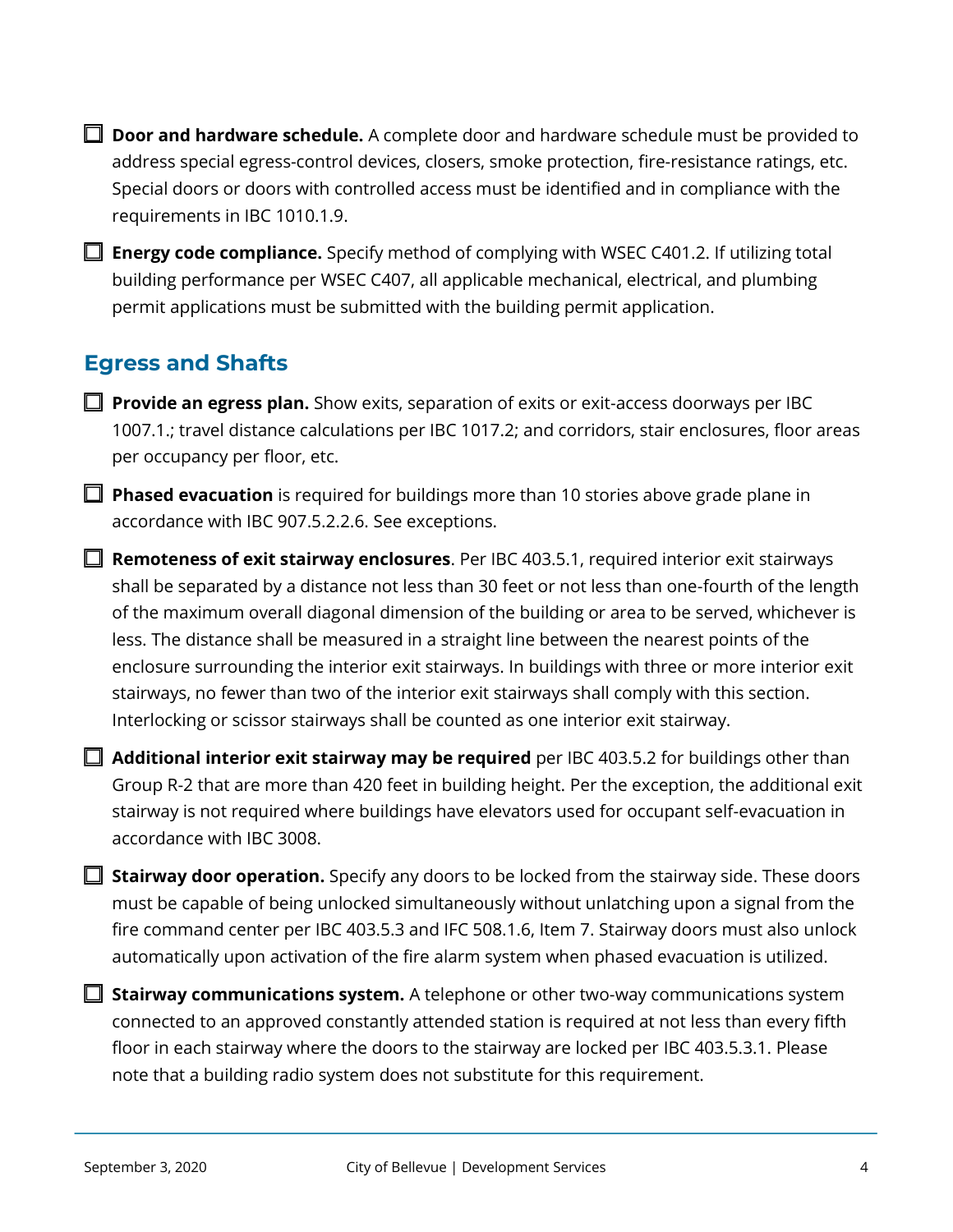- [ ] **Door and hardware schedule.** A complete door and hardware schedule must be provided to address special egress-control devices, closers, smoke protection, fire-resistance ratings, etc. Special doors or doors with controlled access must be identified and in compliance with the requirements in IBC 1010.1.9.
- [ ] **Energy code compliance.** Specify method of complying with WSEC C401.2. If utilizing total building performance per WSEC C407, all applicable mechanical, electrical, and plumbing permit applications must be submitted with the building permit application.

## Egress and Shafts

- [ ] **Provide an egress plan.** Show exits, separation of exits or exit-access doorways per IBC 1007.1.; travel distance calculations per IBC 1017.2; and corridors, stair enclosures, floor areas per occupancy per floor, etc.
- [ ] **Phased evacuation** is required for buildings more than 10 stories above grade plane in accordance with IBC 907.5.2.2.6. See exceptions.
- [ ] **Remoteness of exit stairway enclosures**. Per IBC 403.5.1, required interior exit stairways shall be separated by a distance not less than 30 feet or not less than one-fourth of the length of the maximum overall diagonal dimension of the building or area to be served, whichever is less. The distance shall be measured in a straight line between the nearest points of the enclosure surrounding the interior exit stairways. In buildings with three or more interior exit stairways, no fewer than two of the interior exit stairways shall comply with this section. Interlocking or scissor stairways shall be counted as one interior exit stairway.
- [ ] **Additional interior exit stairway may be required** per IBC 403.5.2 for buildings other than Group R-2 that are more than 420 feet in building height. Per the exception, the additional exit stairway is not required where buildings have elevators used for occupant self-evacuation in accordance with IBC 3008.
- [ ] **Stairway door operation.** Specify any doors to be locked from the stairway side. These doors must be capable of being unlocked simultaneously without unlatching upon a signal from the fire command center per IBC 403.5.3 and IFC 508.1.6, Item 7. Stairway doors must also unlock automatically upon activation of the fire alarm system when phased evacuation is utilized.
- [ ] **Stairway communications system.** A telephone or other two-way communications system connected to an approved constantly attended station is required at not less than every fifth floor in each stairway where the doors to the stairway are locked per IBC 403.5.3.1. Please note that a building radio system does not substitute for this requirement.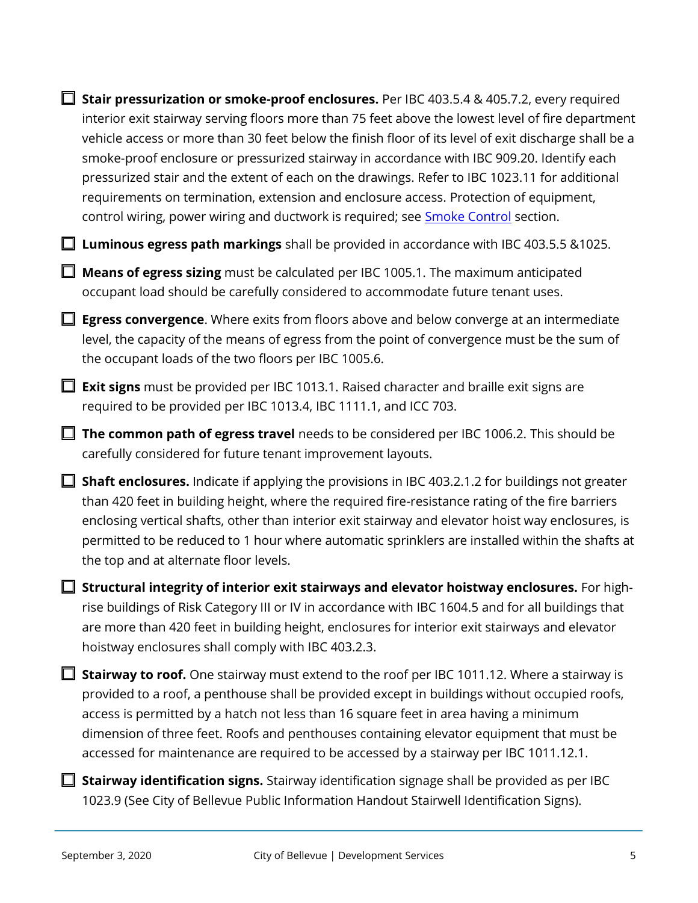- [ ] **Stair pressurization or smoke-proof enclosures.** Per IBC 403.5.4 & 405.7.2, every required interior exit stairway serving floors more than 75 feet above the lowest level of fire department vehicle access or more than 30 feet below the finish floor of its level of exit discharge shall be a smoke-proof enclosure or pressurized stairway in accordance with IBC 909.20. Identify each pressurized stair and the extent of each on the drawings. Refer to IBC 1023.11 for additional requirements on termination, extension and enclosure access. Protection of equipment, control wiring, power wiring and ductwork is required; see Smoke Control section.

- [ ] **Luminous egress path markings** shall be provided in accordance with IBC 403.5.5 &1025.

- [ ] **Means of egress sizing** must be calculated per IBC 1005.1. The maximum anticipated occupant load should be carefully considered to accommodate future tenant uses.

- [ ] **Egress convergence**. Where exits from floors above and below converge at an intermediate level, the capacity of the means of egress from the point of convergence must be the sum of the occupant loads of the two floors per IBC 1005.6.

- [ ] **Exit signs** must be provided per IBC 1013.1. Raised character and braille exit signs are required to be provided per IBC 1013.4, IBC 1111.1, and ICC 703.

- [ ] **The common path of egress travel** needs to be considered per IBC 1006.2. This should be carefully considered for future tenant improvement layouts.

- [ ] **Shaft enclosures.** Indicate if applying the provisions in IBC 403.2.1.2 for buildings not greater than 420 feet in building height, where the required fire-resistance rating of the fire barriers enclosing vertical shafts, other than interior exit stairway and elevator hoist way enclosures, is permitted to be reduced to 1 hour where automatic sprinklers are installed within the shafts at the top and at alternate floor levels.

- [ ] **Structural integrity of interior exit stairways and elevator hoistway enclosures.** For high-rise buildings of Risk Category III or IV in accordance with IBC 1604.5 and for all buildings that are more than 420 feet in building height, enclosures for interior exit stairways and elevator hoistway enclosures shall comply with IBC 403.2.3.

- [ ] **Stairway to roof.** One stairway must extend to the roof per IBC 1011.12. Where a stairway is provided to a roof, a penthouse shall be provided except in buildings without occupied roofs, access is permitted by a hatch not less than 16 square feet in area having a minimum dimension of three feet. Roofs and penthouses containing elevator equipment that must be accessed for maintenance are required to be accessed by a stairway per IBC 1011.12.1.

- [ ] **Stairway identification signs.** Stairway identification signage shall be provided as per IBC 1023.9 (See City of Bellevue Public Information Handout Stairwell Identification Signs).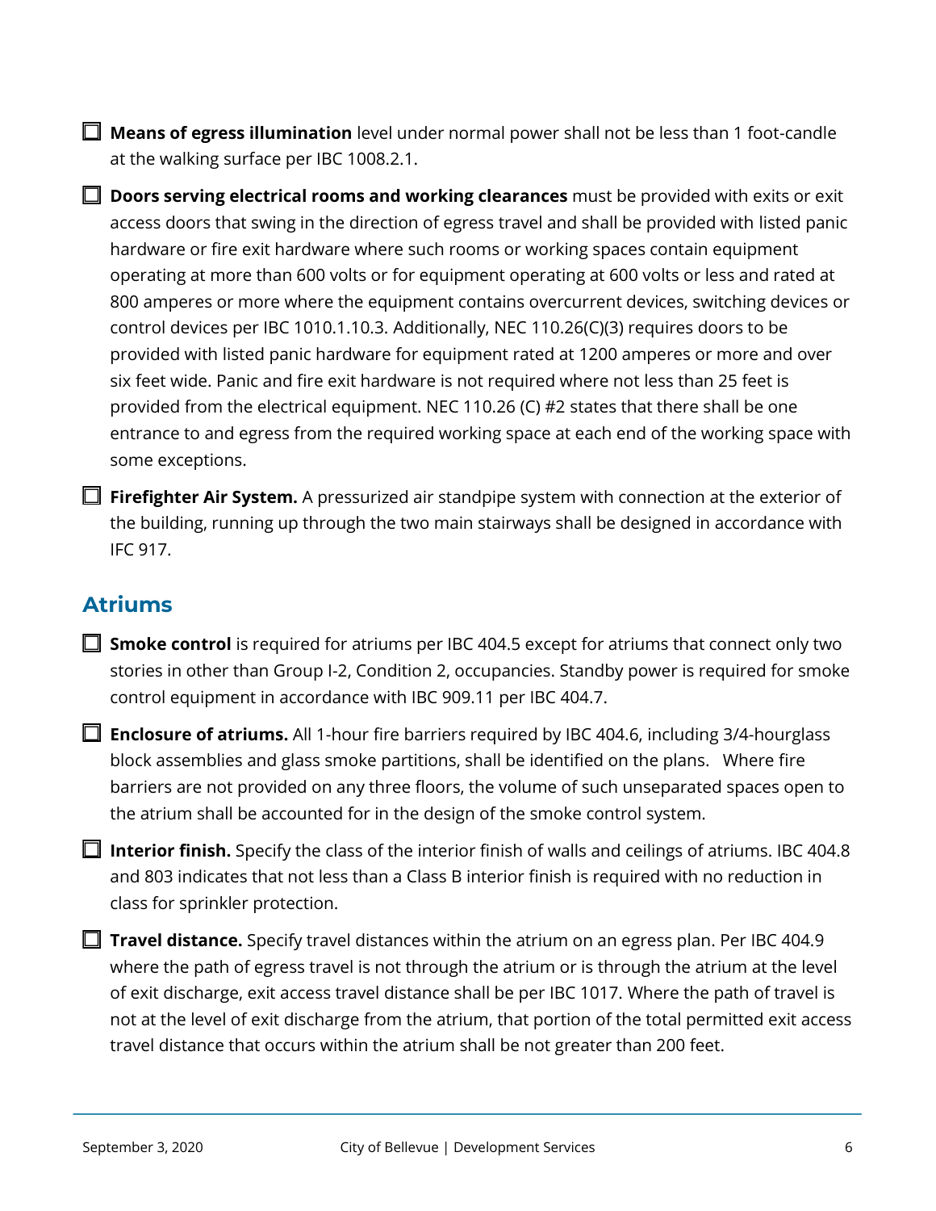- ☐ **Means of egress illumination** level under normal power shall not be less than 1 foot-candle at the walking surface per IBC 1008.2.1.
- ☐ **Doors serving electrical rooms and working clearances** must be provided with exits or exit access doors that swing in the direction of egress travel and shall be provided with listed panic hardware or fire exit hardware where such rooms or working spaces contain equipment operating at more than 600 volts or for equipment operating at 600 volts or less and rated at 800 amperes or more where the equipment contains overcurrent devices, switching devices or control devices per IBC 1010.1.10.3. Additionally, NEC 110.26(C)(3) requires doors to be provided with listed panic hardware for equipment rated at 1200 amperes or more and over six feet wide. Panic and fire exit hardware is not required where not less than 25 feet is provided from the electrical equipment. NEC 110.26 (C) #2 states that there shall be one entrance to and egress from the required working space at each end of the working space with some exceptions.
- ☐ **Firefighter Air System.** A pressurized air standpipe system with connection at the exterior of the building, running up through the two main stairways shall be designed in accordance with IFC 917.

## Atriums

- ☐ **Smoke control** is required for atriums per IBC 404.5 except for atriums that connect only two stories in other than Group I-2, Condition 2, occupancies. Standby power is required for smoke control equipment in accordance with IBC 909.11 per IBC 404.7.
- ☐ **Enclosure of atriums.** All 1-hour fire barriers required by IBC 404.6, including 3/4-hourglass block assemblies and glass smoke partitions, shall be identified on the plans. Where fire barriers are not provided on any three floors, the volume of such unseparated spaces open to the atrium shall be accounted for in the design of the smoke control system.
- ☐ **Interior finish.** Specify the class of the interior finish of walls and ceilings of atriums. IBC 404.8 and 803 indicates that not less than a Class B interior finish is required with no reduction in class for sprinkler protection.
- ☐ **Travel distance.** Specify travel distances within the atrium on an egress plan. Per IBC 404.9 where the path of egress travel is not through the atrium or is through the atrium at the level of exit discharge, exit access travel distance shall be per IBC 1017. Where the path of travel is not at the level of exit discharge from the atrium, that portion of the total permitted exit access travel distance that occurs within the atrium shall be not greater than 200 feet.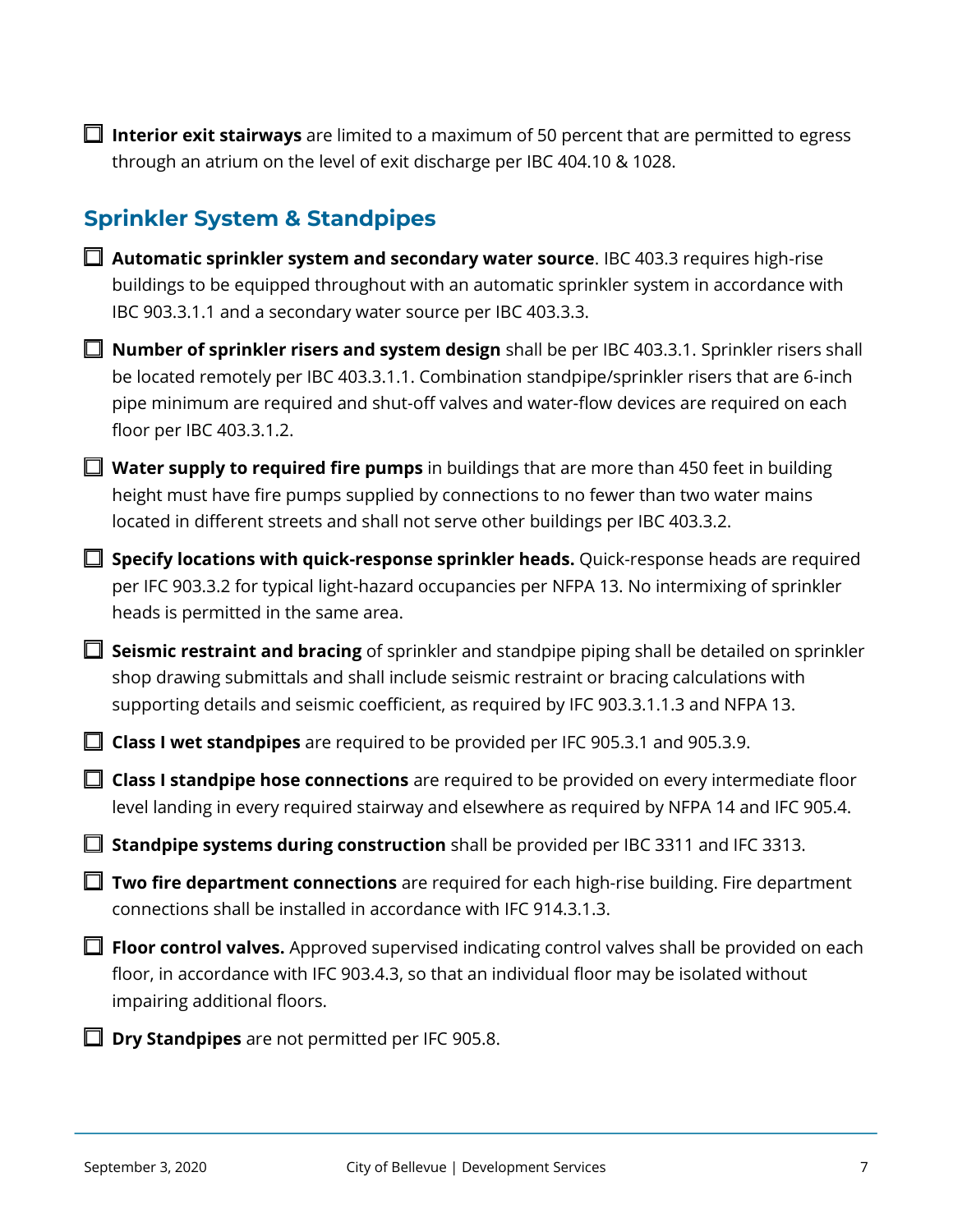- [ ] **Interior exit stairways** are limited to a maximum of 50 percent that are permitted to egress through an atrium on the level of exit discharge per IBC 404.10 & 1028.

## Sprinkler System & Standpipes

- [ ] **Automatic sprinkler system and secondary water source**. IBC 403.3 requires high-rise buildings to be equipped throughout with an automatic sprinkler system in accordance with IBC 903.3.1.1 and a secondary water source per IBC 403.3.3.
- [ ] **Number of sprinkler risers and system design** shall be per IBC 403.3.1. Sprinkler risers shall be located remotely per IBC 403.3.1.1. Combination standpipe/sprinkler risers that are 6-inch pipe minimum are required and shut-off valves and water-flow devices are required on each floor per IBC 403.3.1.2.
- [ ] **Water supply to required fire pumps** in buildings that are more than 450 feet in building height must have fire pumps supplied by connections to no fewer than two water mains located in different streets and shall not serve other buildings per IBC 403.3.2.
- [ ] **Specify locations with quick-response sprinkler heads.** Quick-response heads are required per IFC 903.3.2 for typical light-hazard occupancies per NFPA 13. No intermixing of sprinkler heads is permitted in the same area.
- [ ] **Seismic restraint and bracing** of sprinkler and standpipe piping shall be detailed on sprinkler shop drawing submittals and shall include seismic restraint or bracing calculations with supporting details and seismic coefficient, as required by IFC 903.3.1.1.3 and NFPA 13.
- [ ] **Class I wet standpipes** are required to be provided per IFC 905.3.1 and 905.3.9.
- [ ] **Class I standpipe hose connections** are required to be provided on every intermediate floor level landing in every required stairway and elsewhere as required by NFPA 14 and IFC 905.4.
- [ ] **Standpipe systems during construction** shall be provided per IBC 3311 and IFC 3313.
- [ ] **Two fire department connections** are required for each high-rise building. Fire department connections shall be installed in accordance with IFC 914.3.1.3.
- [ ] **Floor control valves.** Approved supervised indicating control valves shall be provided on each floor, in accordance with IFC 903.4.3, so that an individual floor may be isolated without impairing additional floors.
- [ ] **Dry Standpipes** are not permitted per IFC 905.8.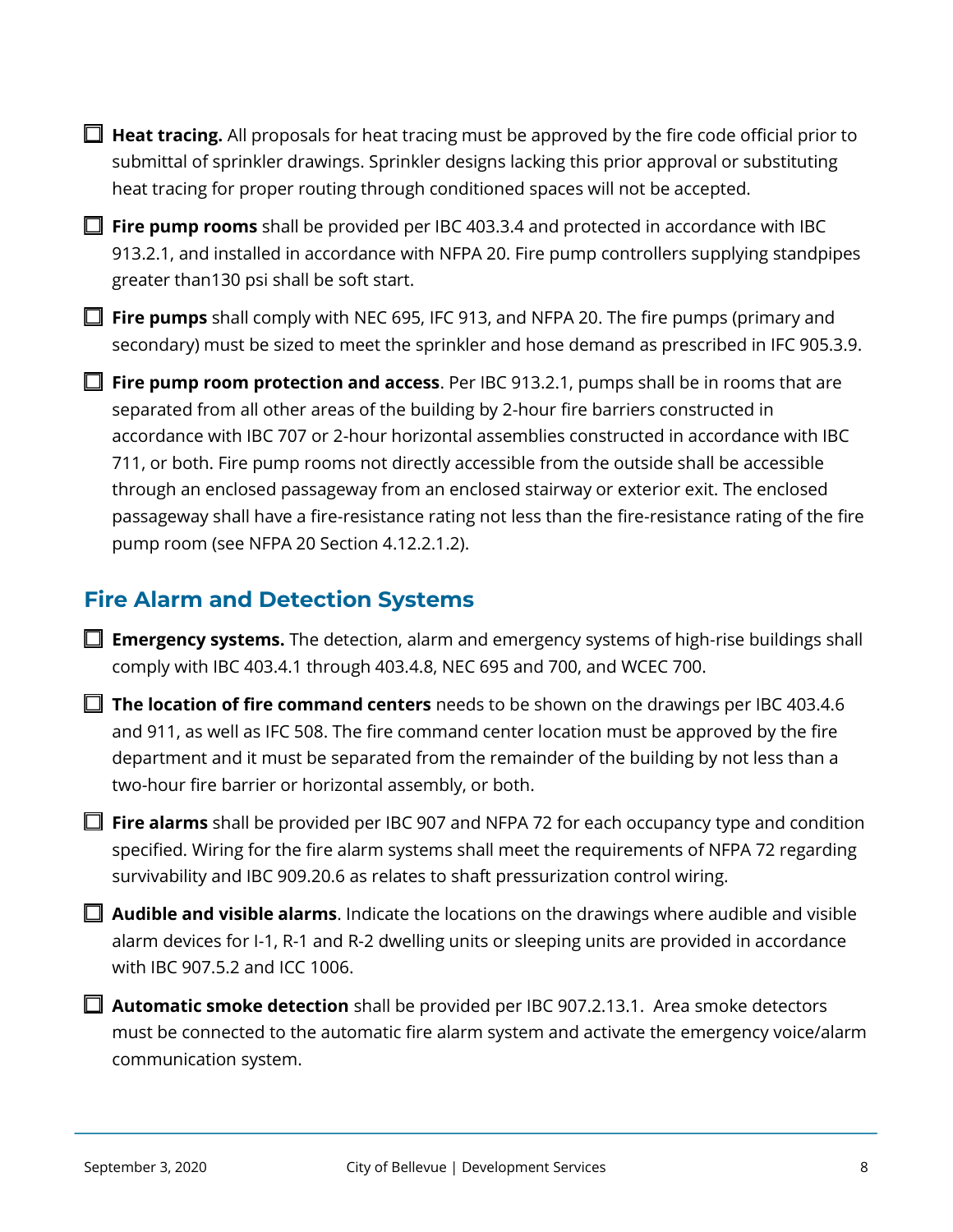- [ ] **Heat tracing.** All proposals for heat tracing must be approved by the fire code official prior to submittal of sprinkler drawings. Sprinkler designs lacking this prior approval or substituting heat tracing for proper routing through conditioned spaces will not be accepted.
- [ ] **Fire pump rooms** shall be provided per IBC 403.3.4 and protected in accordance with IBC 913.2.1, and installed in accordance with NFPA 20. Fire pump controllers supplying standpipes greater than130 psi shall be soft start.
- [ ] **Fire pumps** shall comply with NEC 695, IFC 913, and NFPA 20. The fire pumps (primary and secondary) must be sized to meet the sprinkler and hose demand as prescribed in IFC 905.3.9.
- [ ] **Fire pump room protection and access**. Per IBC 913.2.1, pumps shall be in rooms that are separated from all other areas of the building by 2-hour fire barriers constructed in accordance with IBC 707 or 2-hour horizontal assemblies constructed in accordance with IBC 711, or both. Fire pump rooms not directly accessible from the outside shall be accessible through an enclosed passageway from an enclosed stairway or exterior exit. The enclosed passageway shall have a fire-resistance rating not less than the fire-resistance rating of the fire pump room (see NFPA 20 Section 4.12.2.1.2).

## Fire Alarm and Detection Systems

- [ ] **Emergency systems.** The detection, alarm and emergency systems of high-rise buildings shall comply with IBC 403.4.1 through 403.4.8, NEC 695 and 700, and WCEC 700.
- [ ] **The location of fire command centers** needs to be shown on the drawings per IBC 403.4.6 and 911, as well as IFC 508. The fire command center location must be approved by the fire department and it must be separated from the remainder of the building by not less than a two-hour fire barrier or horizontal assembly, or both.
- [ ] **Fire alarms** shall be provided per IBC 907 and NFPA 72 for each occupancy type and condition specified. Wiring for the fire alarm systems shall meet the requirements of NFPA 72 regarding survivability and IBC 909.20.6 as relates to shaft pressurization control wiring.
- [ ] **Audible and visible alarms**. Indicate the locations on the drawings where audible and visible alarm devices for I-1, R-1 and R-2 dwelling units or sleeping units are provided in accordance with IBC 907.5.2 and ICC 1006.
- [ ] **Automatic smoke detection** shall be provided per IBC 907.2.13.1. Area smoke detectors must be connected to the automatic fire alarm system and activate the emergency voice/alarm communication system.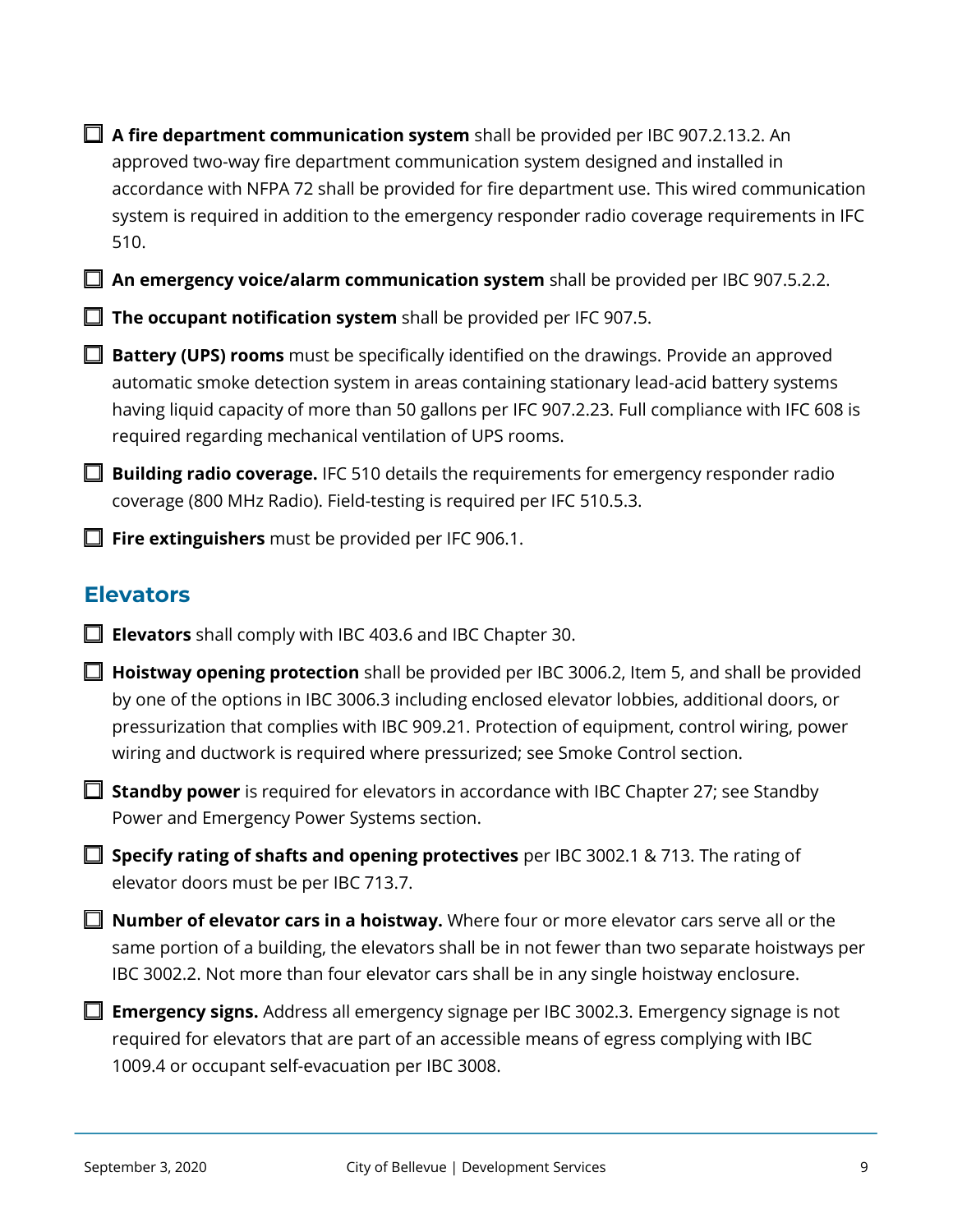- [ ] **A fire department communication system** shall be provided per IBC 907.2.13.2. An approved two-way fire department communication system designed and installed in accordance with NFPA 72 shall be provided for fire department use. This wired communication system is required in addition to the emergency responder radio coverage requirements in IFC 510.
- [ ] **An emergency voice/alarm communication system** shall be provided per IBC 907.5.2.2.
- [ ] **The occupant notification system** shall be provided per IFC 907.5.
- [ ] **Battery (UPS) rooms** must be specifically identified on the drawings. Provide an approved automatic smoke detection system in areas containing stationary lead-acid battery systems having liquid capacity of more than 50 gallons per IFC 907.2.23. Full compliance with IFC 608 is required regarding mechanical ventilation of UPS rooms.
- [ ] **Building radio coverage.** IFC 510 details the requirements for emergency responder radio coverage (800 MHz Radio). Field-testing is required per IFC 510.5.3.
- [ ] **Fire extinguishers** must be provided per IFC 906.1.

## Elevators

- [ ] **Elevators** shall comply with IBC 403.6 and IBC Chapter 30.
- [ ] **Hoistway opening protection** shall be provided per IBC 3006.2, Item 5, and shall be provided by one of the options in IBC 3006.3 including enclosed elevator lobbies, additional doors, or pressurization that complies with IBC 909.21. Protection of equipment, control wiring, power wiring and ductwork is required where pressurized; see Smoke Control section.
- [ ] **Standby power** is required for elevators in accordance with IBC Chapter 27; see Standby Power and Emergency Power Systems section.
- [ ] **Specify rating of shafts and opening protectives** per IBC 3002.1 & 713. The rating of elevator doors must be per IBC 713.7.
- [ ] **Number of elevator cars in a hoistway.** Where four or more elevator cars serve all or the same portion of a building, the elevators shall be in not fewer than two separate hoistways per IBC 3002.2. Not more than four elevator cars shall be in any single hoistway enclosure.
- [ ] **Emergency signs.** Address all emergency signage per IBC 3002.3. Emergency signage is not required for elevators that are part of an accessible means of egress complying with IBC 1009.4 or occupant self-evacuation per IBC 3008.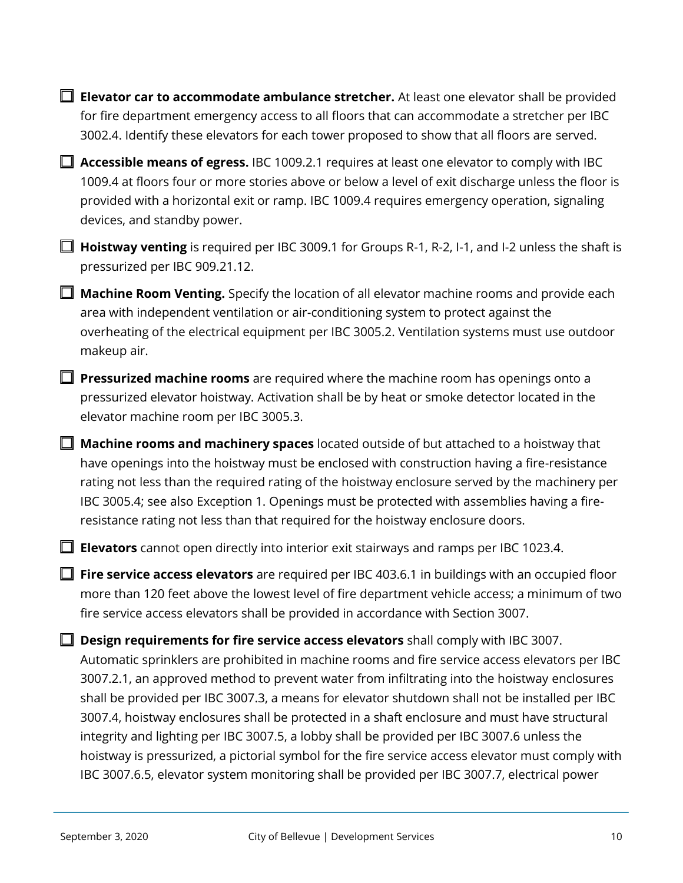- [ ] **Elevator car to accommodate ambulance stretcher.** At least one elevator shall be provided for fire department emergency access to all floors that can accommodate a stretcher per IBC 3002.4. Identify these elevators for each tower proposed to show that all floors are served.

- [ ] **Accessible means of egress.** IBC 1009.2.1 requires at least one elevator to comply with IBC 1009.4 at floors four or more stories above or below a level of exit discharge unless the floor is provided with a horizontal exit or ramp. IBC 1009.4 requires emergency operation, signaling devices, and standby power.

- [ ] **Hoistway venting** is required per IBC 3009.1 for Groups R-1, R-2, I-1, and I-2 unless the shaft is pressurized per IBC 909.21.12.

- [ ] **Machine Room Venting.** Specify the location of all elevator machine rooms and provide each area with independent ventilation or air-conditioning system to protect against the overheating of the electrical equipment per IBC 3005.2. Ventilation systems must use outdoor makeup air.

- [ ] **Pressurized machine rooms** are required where the machine room has openings onto a pressurized elevator hoistway. Activation shall be by heat or smoke detector located in the elevator machine room per IBC 3005.3.

- [ ] **Machine rooms and machinery spaces** located outside of but attached to a hoistway that have openings into the hoistway must be enclosed with construction having a fire-resistance rating not less than the required rating of the hoistway enclosure served by the machinery per IBC 3005.4; see also Exception 1. Openings must be protected with assemblies having a fire-resistance rating not less than that required for the hoistway enclosure doors.

- [ ] **Elevators** cannot open directly into interior exit stairways and ramps per IBC 1023.4.

- [ ] **Fire service access elevators** are required per IBC 403.6.1 in buildings with an occupied floor more than 120 feet above the lowest level of fire department vehicle access; a minimum of two fire service access elevators shall be provided in accordance with Section 3007.

- [ ] **Design requirements for fire service access elevators** shall comply with IBC 3007. Automatic sprinklers are prohibited in machine rooms and fire service access elevators per IBC 3007.2.1, an approved method to prevent water from infiltrating into the hoistway enclosures shall be provided per IBC 3007.3, a means for elevator shutdown shall not be installed per IBC 3007.4, hoistway enclosures shall be protected in a shaft enclosure and must have structural integrity and lighting per IBC 3007.5, a lobby shall be provided per IBC 3007.6 unless the hoistway is pressurized, a pictorial symbol for the fire service access elevator must comply with IBC 3007.6.5, elevator system monitoring shall be provided per IBC 3007.7, electrical power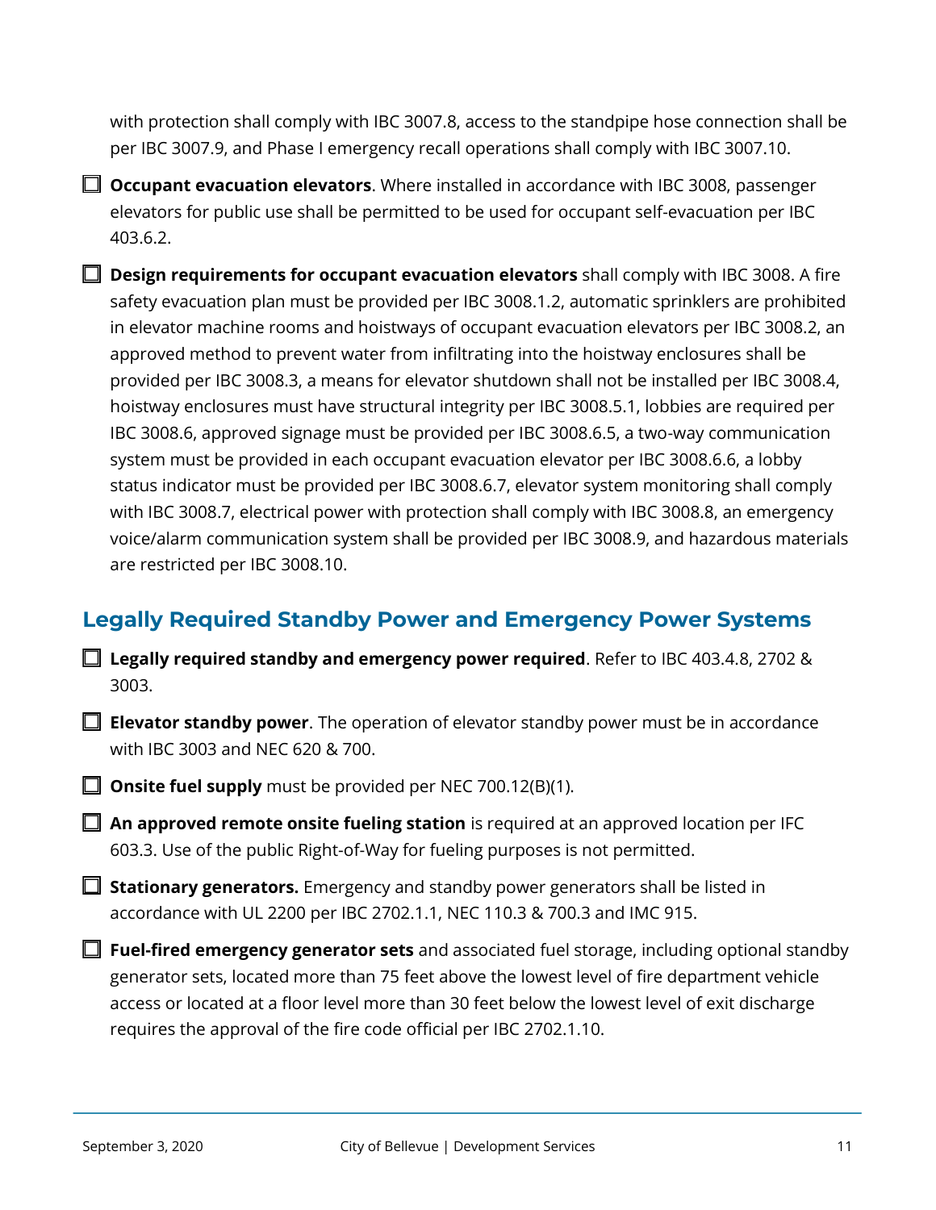with protection shall comply with IBC 3007.8, access to the standpipe hose connection shall be per IBC 3007.9, and Phase I emergency recall operations shall comply with IBC 3007.10.

- ☐ **Occupant evacuation elevators**. Where installed in accordance with IBC 3008, passenger elevators for public use shall be permitted to be used for occupant self-evacuation per IBC 403.6.2.

- ☐ **Design requirements for occupant evacuation elevators** shall comply with IBC 3008. A fire safety evacuation plan must be provided per IBC 3008.1.2, automatic sprinklers are prohibited in elevator machine rooms and hoistways of occupant evacuation elevators per IBC 3008.2, an approved method to prevent water from infiltrating into the hoistway enclosures shall be provided per IBC 3008.3, a means for elevator shutdown shall not be installed per IBC 3008.4, hoistway enclosures must have structural integrity per IBC 3008.5.1, lobbies are required per IBC 3008.6, approved signage must be provided per IBC 3008.6.5, a two-way communication system must be provided in each occupant evacuation elevator per IBC 3008.6.6, a lobby status indicator must be provided per IBC 3008.6.7, elevator system monitoring shall comply with IBC 3008.7, electrical power with protection shall comply with IBC 3008.8, an emergency voice/alarm communication system shall be provided per IBC 3008.9, and hazardous materials are restricted per IBC 3008.10.

## Legally Required Standby Power and Emergency Power Systems

- ☐ **Legally required standby and emergency power required**. Refer to IBC 403.4.8, 2702 & 3003.

- ☐ **Elevator standby power**. The operation of elevator standby power must be in accordance with IBC 3003 and NEC 620 & 700.

- ☐ **Onsite fuel supply** must be provided per NEC 700.12(B)(1).

- ☐ **An approved remote onsite fueling station** is required at an approved location per IFC 603.3. Use of the public Right-of-Way for fueling purposes is not permitted.

- ☐ **Stationary generators.** Emergency and standby power generators shall be listed in accordance with UL 2200 per IBC 2702.1.1, NEC 110.3 & 700.3 and IMC 915.

- ☐ **Fuel-fired emergency generator sets** and associated fuel storage, including optional standby generator sets, located more than 75 feet above the lowest level of fire department vehicle access or located at a floor level more than 30 feet below the lowest level of exit discharge requires the approval of the fire code official per IBC 2702.1.10.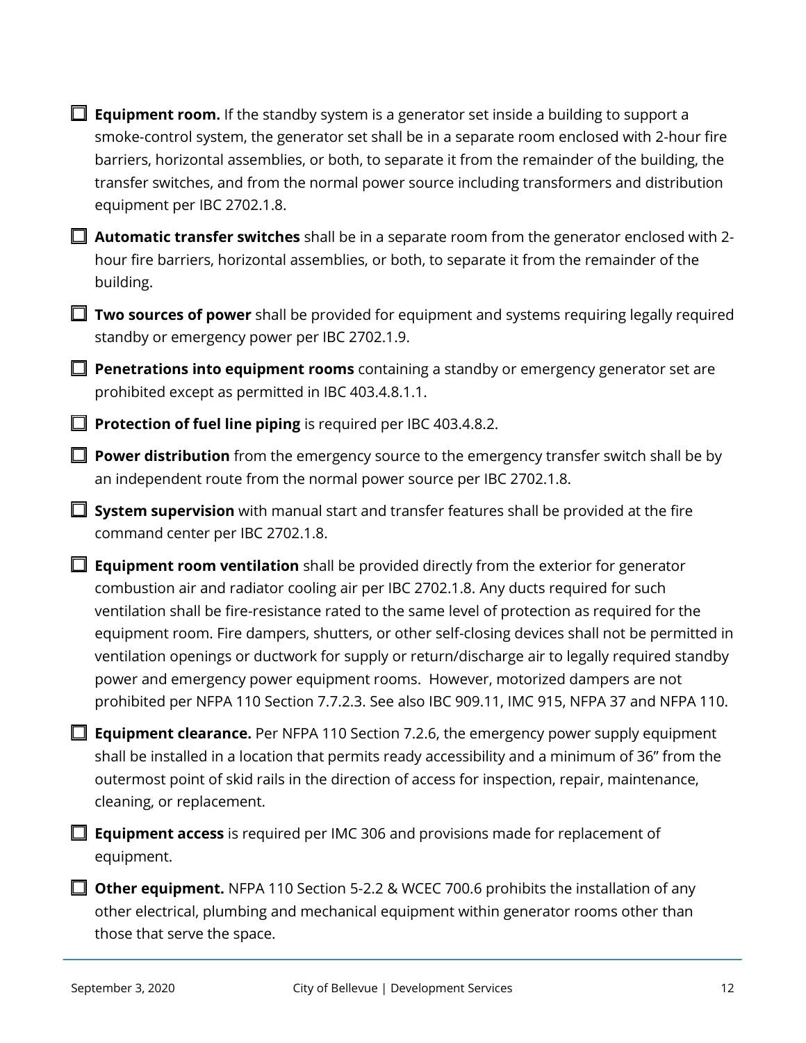- [ ] **Equipment room.** If the standby system is a generator set inside a building to support a smoke-control system, the generator set shall be in a separate room enclosed with 2-hour fire barriers, horizontal assemblies, or both, to separate it from the remainder of the building, the transfer switches, and from the normal power source including transformers and distribution equipment per IBC 2702.1.8.
- [ ] **Automatic transfer switches** shall be in a separate room from the generator enclosed with 2-hour fire barriers, horizontal assemblies, or both, to separate it from the remainder of the building.
- [ ] **Two sources of power** shall be provided for equipment and systems requiring legally required standby or emergency power per IBC 2702.1.9.
- [ ] **Penetrations into equipment rooms** containing a standby or emergency generator set are prohibited except as permitted in IBC 403.4.8.1.1.
- [ ] **Protection of fuel line piping** is required per IBC 403.4.8.2.
- [ ] **Power distribution** from the emergency source to the emergency transfer switch shall be by an independent route from the normal power source per IBC 2702.1.8.
- [ ] **System supervision** with manual start and transfer features shall be provided at the fire command center per IBC 2702.1.8.
- [ ] **Equipment room ventilation** shall be provided directly from the exterior for generator combustion air and radiator cooling air per IBC 2702.1.8. Any ducts required for such ventilation shall be fire-resistance rated to the same level of protection as required for the equipment room. Fire dampers, shutters, or other self-closing devices shall not be permitted in ventilation openings or ductwork for supply or return/discharge air to legally required standby power and emergency power equipment rooms. However, motorized dampers are not prohibited per NFPA 110 Section 7.7.2.3. See also IBC 909.11, IMC 915, NFPA 37 and NFPA 110.
- [ ] **Equipment clearance.** Per NFPA 110 Section 7.2.6, the emergency power supply equipment shall be installed in a location that permits ready accessibility and a minimum of 36" from the outermost point of skid rails in the direction of access for inspection, repair, maintenance, cleaning, or replacement.
- [ ] **Equipment access** is required per IMC 306 and provisions made for replacement of equipment.
- [ ] **Other equipment.** NFPA 110 Section 5-2.2 & WCEC 700.6 prohibits the installation of any other electrical, plumbing and mechanical equipment within generator rooms other than those that serve the space.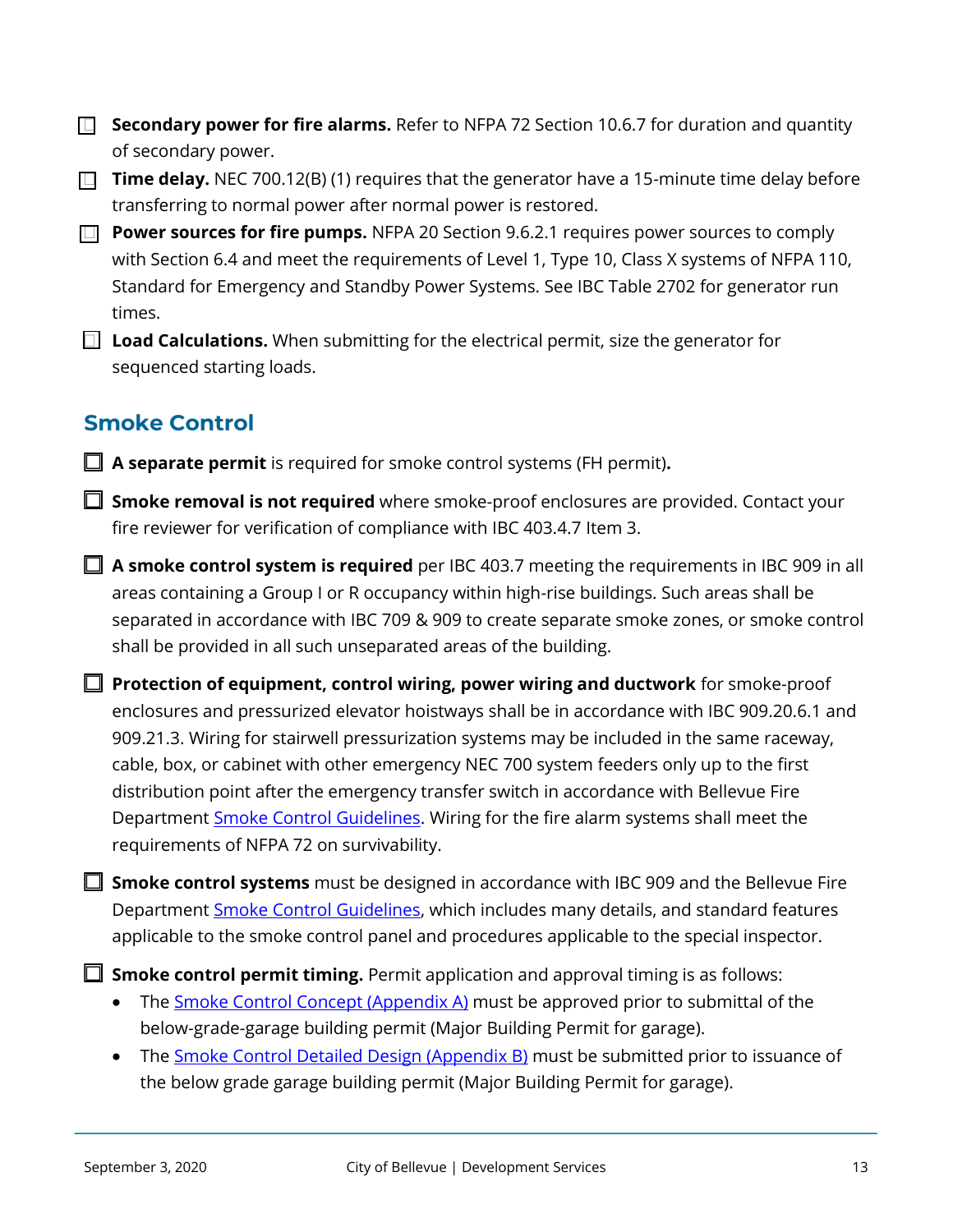- ☐ **Secondary power for fire alarms.** Refer to NFPA 72 Section 10.6.7 for duration and quantity of secondary power.
- ☐ **Time delay.** NEC 700.12(B) (1) requires that the generator have a 15-minute time delay before transferring to normal power after normal power is restored.
- ☐ **Power sources for fire pumps.** NFPA 20 Section 9.6.2.1 requires power sources to comply with Section 6.4 and meet the requirements of Level 1, Type 10, Class X systems of NFPA 110, Standard for Emergency and Standby Power Systems. See IBC Table 2702 for generator run times.
- ☐ **Load Calculations.** When submitting for the electrical permit, size the generator for sequenced starting loads.

## Smoke Control

- ☐ **A separate permit** is required for smoke control systems (FH permit)**.**
- ☐ **Smoke removal is not required** where smoke-proof enclosures are provided. Contact your fire reviewer for verification of compliance with IBC 403.4.7 Item 3.
- ☐ **A smoke control system is required** per IBC 403.7 meeting the requirements in IBC 909 in all areas containing a Group I or R occupancy within high-rise buildings. Such areas shall be separated in accordance with IBC 709 & 909 to create separate smoke zones, or smoke control shall be provided in all such unseparated areas of the building.
- ☐ **Protection of equipment, control wiring, power wiring and ductwork** for smoke-proof enclosures and pressurized elevator hoistways shall be in accordance with IBC 909.20.6.1 and 909.21.3. Wiring for stairwell pressurization systems may be included in the same raceway, cable, box, or cabinet with other emergency NEC 700 system feeders only up to the first distribution point after the emergency transfer switch in accordance with Bellevue Fire Department Smoke Control Guidelines. Wiring for the fire alarm systems shall meet the requirements of NFPA 72 on survivability.
- ☐ **Smoke control systems** must be designed in accordance with IBC 909 and the Bellevue Fire Department Smoke Control Guidelines, which includes many details, and standard features applicable to the smoke control panel and procedures applicable to the special inspector.
- ☐ **Smoke control permit timing.** Permit application and approval timing is as follows:
  - The Smoke Control Concept (Appendix A) must be approved prior to submittal of the below-grade-garage building permit (Major Building Permit for garage).
  - The Smoke Control Detailed Design (Appendix B) must be submitted prior to issuance of the below grade garage building permit (Major Building Permit for garage).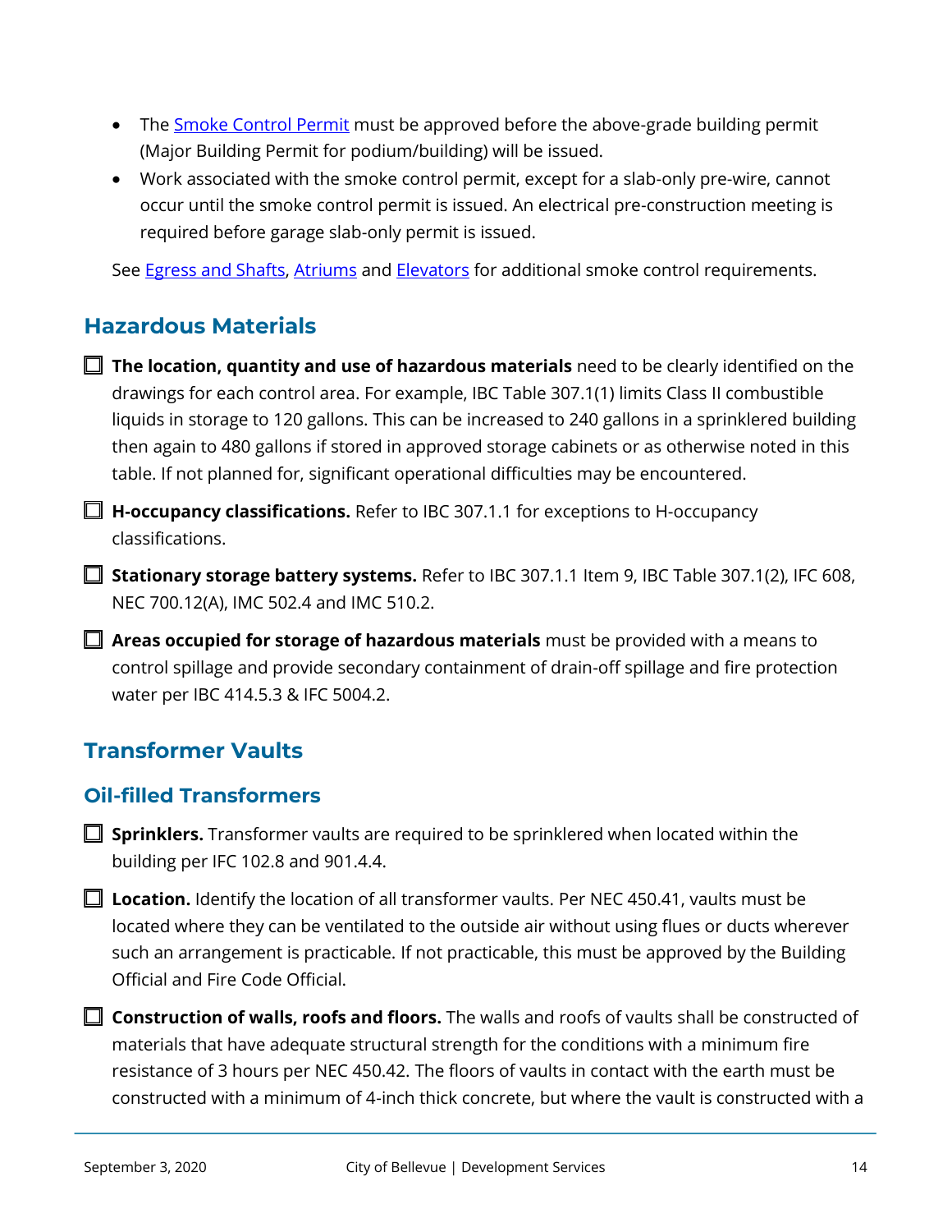- The [Smoke Control Permit]() must be approved before the above-grade building permit (Major Building Permit for podium/building) will be issued.
- Work associated with the smoke control permit, except for a slab-only pre-wire, cannot occur until the smoke control permit is issued. An electrical pre-construction meeting is required before garage slab-only permit is issued.

See [Egress and Shafts](), [Atriums]() and [Elevators]() for additional smoke control requirements.

## Hazardous Materials

- ☐ **The location, quantity and use of hazardous materials** need to be clearly identified on the drawings for each control area. For example, IBC Table 307.1(1) limits Class II combustible liquids in storage to 120 gallons. This can be increased to 240 gallons in a sprinklered building then again to 480 gallons if stored in approved storage cabinets or as otherwise noted in this table. If not planned for, significant operational difficulties may be encountered.
- ☐ **H-occupancy classifications.** Refer to IBC 307.1.1 for exceptions to H-occupancy classifications.
- ☐ **Stationary storage battery systems.** Refer to IBC 307.1.1 Item 9, IBC Table 307.1(2), IFC 608, NEC 700.12(A), IMC 502.4 and IMC 510.2.
- ☐ **Areas occupied for storage of hazardous materials** must be provided with a means to control spillage and provide secondary containment of drain-off spillage and fire protection water per IBC 414.5.3 & IFC 5004.2.

## Transformer Vaults

### Oil-filled Transformers

- ☐ **Sprinklers.** Transformer vaults are required to be sprinklered when located within the building per IFC 102.8 and 901.4.4.
- ☐ **Location.** Identify the location of all transformer vaults. Per NEC 450.41, vaults must be located where they can be ventilated to the outside air without using flues or ducts wherever such an arrangement is practicable. If not practicable, this must be approved by the Building Official and Fire Code Official.
- ☐ **Construction of walls, roofs and floors.** The walls and roofs of vaults shall be constructed of materials that have adequate structural strength for the conditions with a minimum fire resistance of 3 hours per NEC 450.42. The floors of vaults in contact with the earth must be constructed with a minimum of 4-inch thick concrete, but where the vault is constructed with a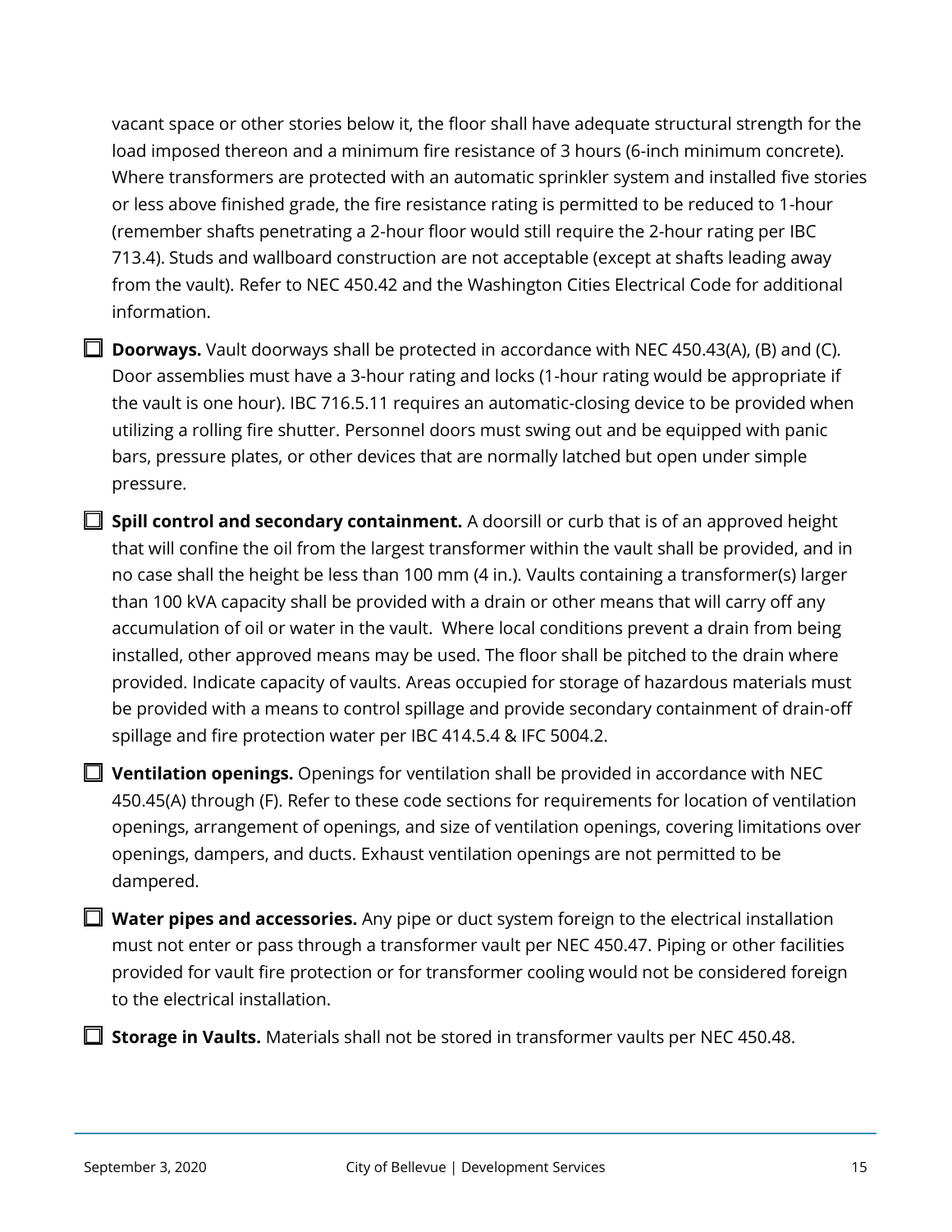vacant space or other stories below it, the floor shall have adequate structural strength for the load imposed thereon and a minimum fire resistance of 3 hours (6-inch minimum concrete). Where transformers are protected with an automatic sprinkler system and installed five stories or less above finished grade, the fire resistance rating is permitted to be reduced to 1-hour (remember shafts penetrating a 2-hour floor would still require the 2-hour rating per IBC 713.4). Studs and wallboard construction are not acceptable (except at shafts leading away from the vault). Refer to NEC 450.42 and the Washington Cities Electrical Code for additional information.

- ☐ **Doorways.** Vault doorways shall be protected in accordance with NEC 450.43(A), (B) and (C). Door assemblies must have a 3-hour rating and locks (1-hour rating would be appropriate if the vault is one hour). IBC 716.5.11 requires an automatic-closing device to be provided when utilizing a rolling fire shutter. Personnel doors must swing out and be equipped with panic bars, pressure plates, or other devices that are normally latched but open under simple pressure.

- ☐ **Spill control and secondary containment.** A doorsill or curb that is of an approved height that will confine the oil from the largest transformer within the vault shall be provided, and in no case shall the height be less than 100 mm (4 in.). Vaults containing a transformer(s) larger than 100 kVA capacity shall be provided with a drain or other means that will carry off any accumulation of oil or water in the vault. Where local conditions prevent a drain from being installed, other approved means may be used. The floor shall be pitched to the drain where provided. Indicate capacity of vaults. Areas occupied for storage of hazardous materials must be provided with a means to control spillage and provide secondary containment of drain-off spillage and fire protection water per IBC 414.5.4 & IFC 5004.2.

- ☐ **Ventilation openings.** Openings for ventilation shall be provided in accordance with NEC 450.45(A) through (F). Refer to these code sections for requirements for location of ventilation openings, arrangement of openings, and size of ventilation openings, covering limitations over openings, dampers, and ducts. Exhaust ventilation openings are not permitted to be dampered.

- ☐ **Water pipes and accessories.** Any pipe or duct system foreign to the electrical installation must not enter or pass through a transformer vault per NEC 450.47. Piping or other facilities provided for vault fire protection or for transformer cooling would not be considered foreign to the electrical installation.

- ☐ **Storage in Vaults.** Materials shall not be stored in transformer vaults per NEC 450.48.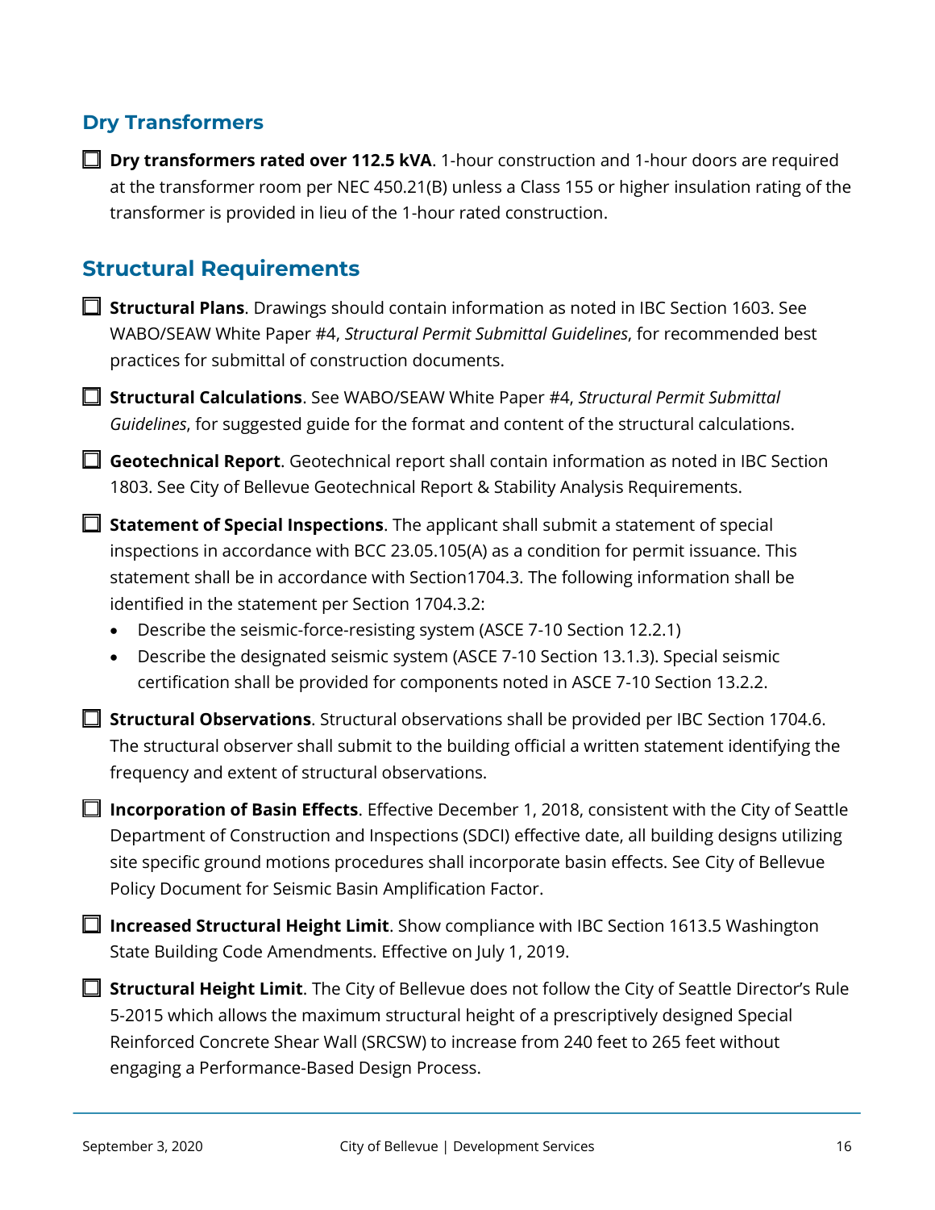## Dry Transformers

- [ ] **Dry transformers rated over 112.5 kVA**. 1-hour construction and 1-hour doors are required at the transformer room per NEC 450.21(B) unless a Class 155 or higher insulation rating of the transformer is provided in lieu of the 1-hour rated construction.

## Structural Requirements

- [ ] **Structural Plans**. Drawings should contain information as noted in IBC Section 1603. See WABO/SEAW White Paper #4, *Structural Permit Submittal Guidelines*, for recommended best practices for submittal of construction documents.

- [ ] **Structural Calculations**. See WABO/SEAW White Paper #4, *Structural Permit Submittal Guidelines*, for suggested guide for the format and content of the structural calculations.

- [ ] **Geotechnical Report**. Geotechnical report shall contain information as noted in IBC Section 1803. See City of Bellevue Geotechnical Report & Stability Analysis Requirements.

- [ ] **Statement of Special Inspections**. The applicant shall submit a statement of special inspections in accordance with BCC 23.05.105(A) as a condition for permit issuance. This statement shall be in accordance with Section1704.3. The following information shall be identified in the statement per Section 1704.3.2:
  - Describe the seismic-force-resisting system (ASCE 7-10 Section 12.2.1)
  - Describe the designated seismic system (ASCE 7-10 Section 13.1.3). Special seismic certification shall be provided for components noted in ASCE 7-10 Section 13.2.2.

- [ ] **Structural Observations**. Structural observations shall be provided per IBC Section 1704.6. The structural observer shall submit to the building official a written statement identifying the frequency and extent of structural observations.

- [ ] **Incorporation of Basin Effects**. Effective December 1, 2018, consistent with the City of Seattle Department of Construction and Inspections (SDCI) effective date, all building designs utilizing site specific ground motions procedures shall incorporate basin effects. See City of Bellevue Policy Document for Seismic Basin Amplification Factor.

- [ ] **Increased Structural Height Limit**. Show compliance with IBC Section 1613.5 Washington State Building Code Amendments. Effective on July 1, 2019.

- [ ] **Structural Height Limit**. The City of Bellevue does not follow the City of Seattle Director's Rule 5-2015 which allows the maximum structural height of a prescriptively designed Special Reinforced Concrete Shear Wall (SRCSW) to increase from 240 feet to 265 feet without engaging a Performance-Based Design Process.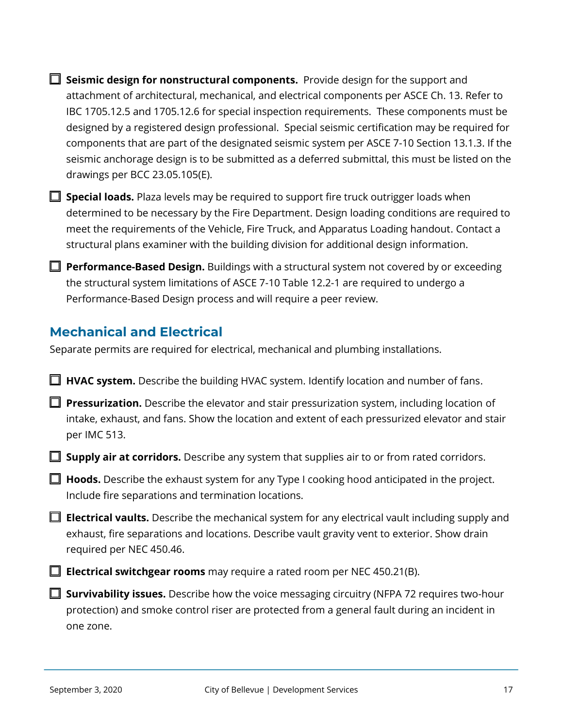- ☐ **Seismic design for nonstructural components.** Provide design for the support and attachment of architectural, mechanical, and electrical components per ASCE Ch. 13. Refer to IBC 1705.12.5 and 1705.12.6 for special inspection requirements. These components must be designed by a registered design professional. Special seismic certification may be required for components that are part of the designated seismic system per ASCE 7-10 Section 13.1.3. If the seismic anchorage design is to be submitted as a deferred submittal, this must be listed on the drawings per BCC 23.05.105(E).
- ☐ **Special loads.** Plaza levels may be required to support fire truck outrigger loads when determined to be necessary by the Fire Department. Design loading conditions are required to meet the requirements of the Vehicle, Fire Truck, and Apparatus Loading handout. Contact a structural plans examiner with the building division for additional design information.
- ☐ **Performance-Based Design.** Buildings with a structural system not covered by or exceeding the structural system limitations of ASCE 7-10 Table 12.2-1 are required to undergo a Performance-Based Design process and will require a peer review.

## Mechanical and Electrical

Separate permits are required for electrical, mechanical and plumbing installations.

- ☐ **HVAC system.** Describe the building HVAC system. Identify location and number of fans.
- ☐ **Pressurization.** Describe the elevator and stair pressurization system, including location of intake, exhaust, and fans. Show the location and extent of each pressurized elevator and stair per IMC 513.
- ☐ **Supply air at corridors.** Describe any system that supplies air to or from rated corridors.
- ☐ **Hoods.** Describe the exhaust system for any Type I cooking hood anticipated in the project. Include fire separations and termination locations.
- ☐ **Electrical vaults.** Describe the mechanical system for any electrical vault including supply and exhaust, fire separations and locations. Describe vault gravity vent to exterior. Show drain required per NEC 450.46.
- ☐ **Electrical switchgear rooms** may require a rated room per NEC 450.21(B).
- ☐ **Survivability issues.** Describe how the voice messaging circuitry (NFPA 72 requires two-hour protection) and smoke control riser are protected from a general fault during an incident in one zone.